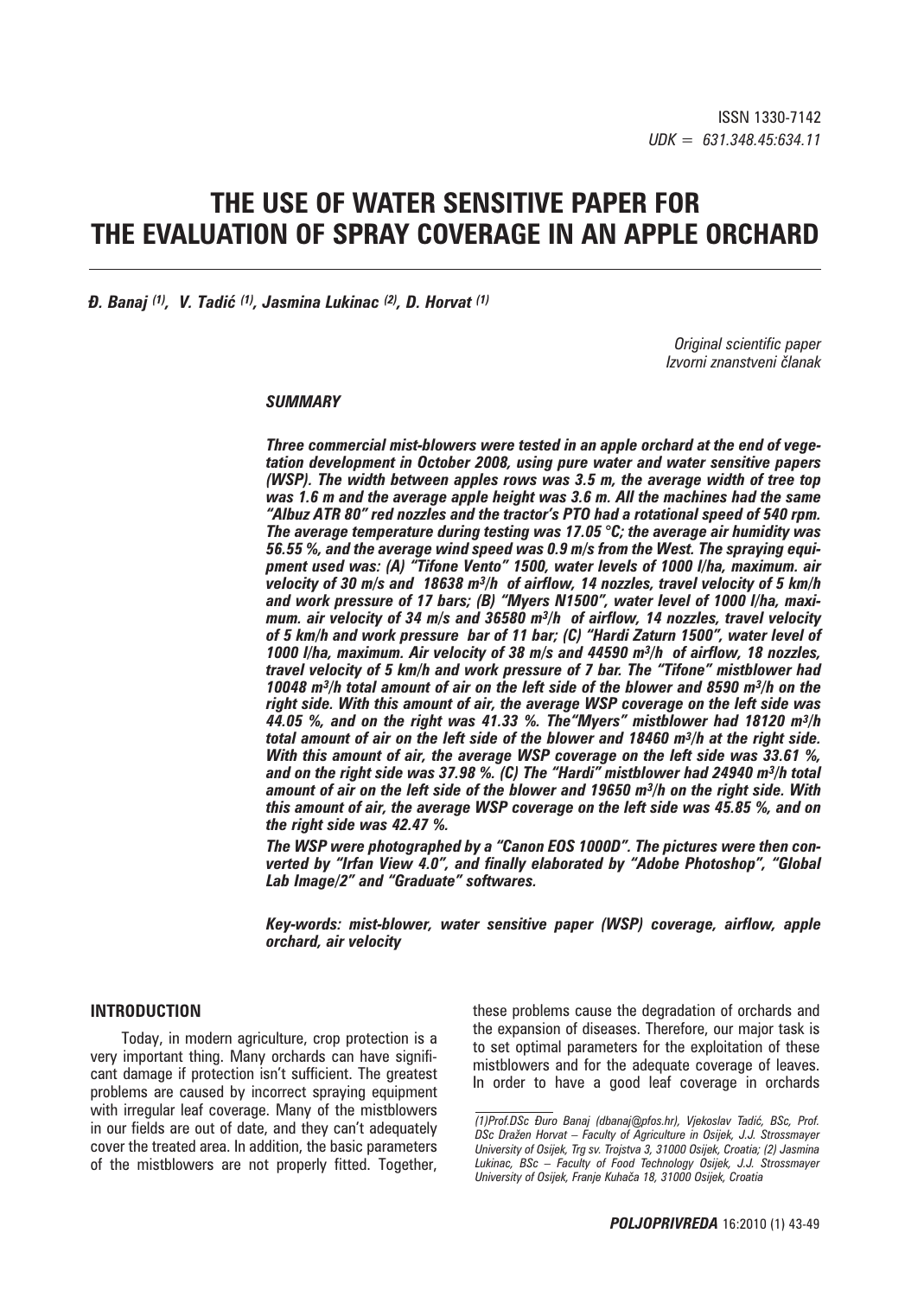ISSN 1330-7142
*UDK = 631.348.45:634.11*

# THE USE OF WATER SENSITIVE PAPER FOR THE EVALUATION OF SPRAY COVERAGE IN AN APPLE ORCHARD

***Đ. Banaj [(1)], V. Tadić [(1)], Jasmina Lukinac [(2)], D. Horvat [(1)]***

*Original scientific paper*
*Izvorni znanstveni članak*

### *SUMMARY*

***Three commercial mist-blowers were tested in an apple orchard at the end of vegetation development in October 2008, using pure water and water sensitive papers (WSP). The width between apples rows was 3.5 m, the average width of tree top was 1.6 m and the average apple height was 3.6 m. All the machines had the same "Albuz ATR 80" red nozzles and the tractor's PTO had a rotational speed of 540 rpm. The average temperature during testing was 17.05 °C; the average air humidity was 56.55 %, and the average wind speed was 0.9 m/s from the West. The spraying equipment used was: (A) "Tifone Vento" 1500, water levels of 1000 l/ha, maximum. air velocity of 30 m/s and 18638 m³/h of airflow, 14 nozzles, travel velocity of 5 km/h and work pressure of 17 bars; (B) "Myers N1500", water level of 1000 l/ha, maximum. air velocity of 34 m/s and 36580 m³/h of airflow, 14 nozzles, travel velocity of 5 km/h and work pressure bar of 11 bar; (C) "Hardi Zaturn 1500", water level of 1000 l/ha, maximum. Air velocity of 38 m/s and 44590 m³/h of airflow, 18 nozzles, travel velocity of 5 km/h and work pressure of 7 bar. The "Tifone" mistblower had 10048 m³/h total amount of air on the left side of the blower and 8590 m³/h on the right side. With this amount of air, the average WSP coverage on the left side was 44.05 %, and on the right was 41.33 %. The"Myers" mistblower had 18120 m³/h total amount of air on the left side of the blower and 18460 m³/h at the right side. With this amount of air, the average WSP coverage on the left side was 33.61 %, and on the right side was 37.98 %. (C) The "Hardi" mistblower had 24940 m³/h total amount of air on the left side of the blower and 19650 m³/h on the right side. With this amount of air, the average WSP coverage on the left side was 45.85 %, and on the right side was 42.47 %.***

***The WSP were photographed by a "Canon EOS 1000D". The pictures were then converted by "Irfan View 4.0", and finally elaborated by "Adobe Photoshop", "Global Lab Image/2" and "Graduate" softwares.***

***Key-words: mist-blower, water sensitive paper (WSP) coverage, airflow, apple orchard, air velocity***

## INTRODUCTION

Today, in modern agriculture, crop protection is a very important thing. Many orchards can have significant damage if protection isn't sufficient. The greatest problems are caused by incorrect spraying equipment with irregular leaf coverage. Many of the mistblowers in our fields are out of date, and they can't adequately cover the treated area. In addition, the basic parameters of the mistblowers are not properly fitted. Together, these problems cause the degradation of orchards and the expansion of diseases. Therefore, our major task is to set optimal parameters for the exploitation of these mistblowers and for the adequate coverage of leaves. In order to have a good leaf coverage in orchards

*(1)Prof.DSc Đuro Banaj (dbanaj@pfos.hr), Vjekoslav Tadić, BSc, Prof. DSc Dražen Horvat – Faculty of Agriculture in Osijek, J.J. Strossmayer University of Osijek, Trg sv. Trojstva 3, 31000 Osijek, Croatia; (2) Jasmina Lukinac, BSc – Faculty of Food Technology Osijek, J.J. Strossmayer University of Osijek, Franje Kuhača 18, 31000 Osijek, Croatia*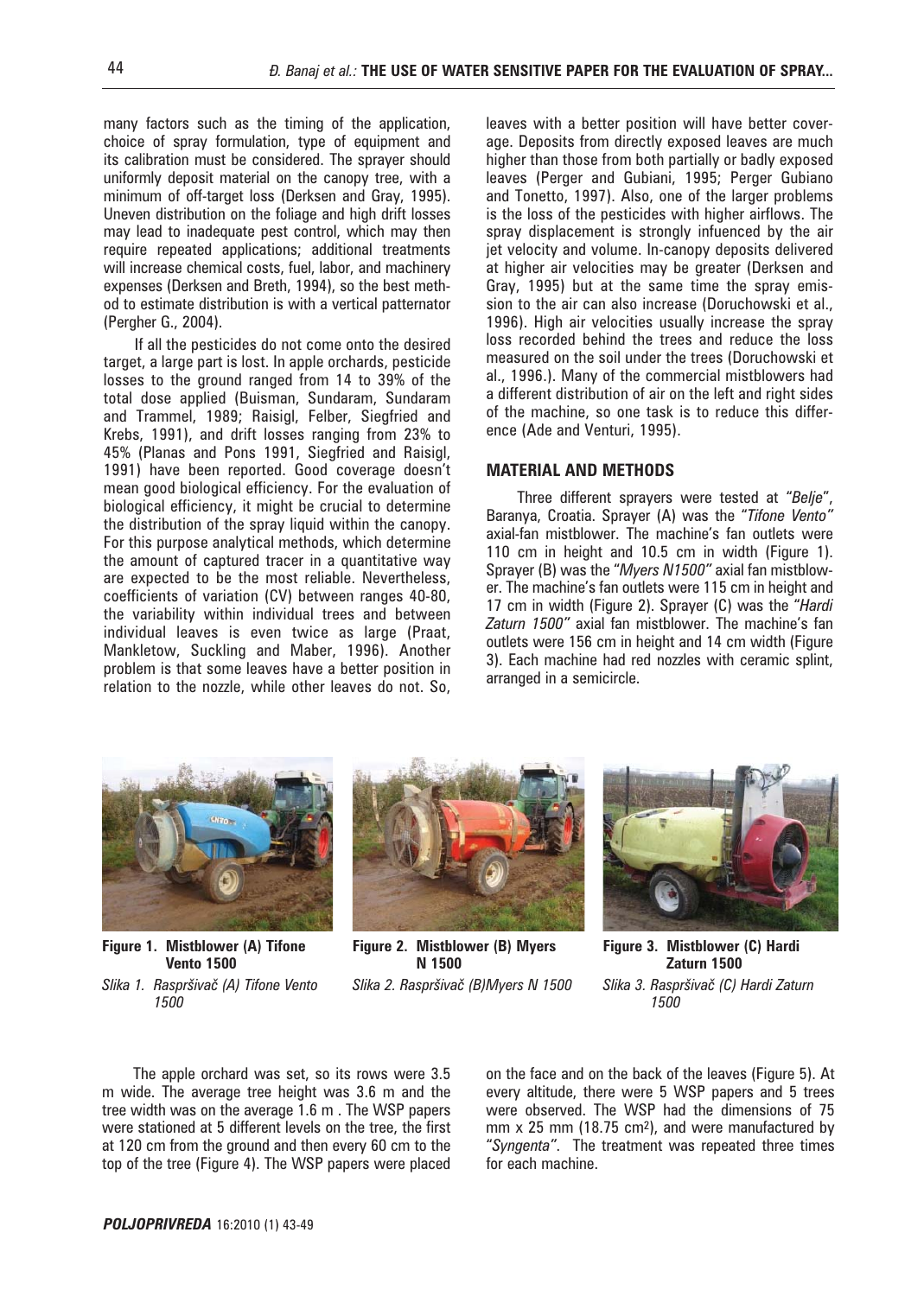many factors such as the timing of the application, choice of spray formulation, type of equipment and its calibration must be considered. The sprayer should uniformly deposit material on the canopy tree, with a minimum of off-target loss (Derksen and Gray, 1995). Uneven distribution on the foliage and high drift losses may lead to inadequate pest control, which may then require repeated applications; additional treatments will increase chemical costs, fuel, labor, and machinery expenses (Derksen and Breth, 1994), so the best method to estimate distribution is with a vertical patternator (Pergher G., 2004).

If all the pesticides do not come onto the desired target, a large part is lost. In apple orchards, pesticide losses to the ground ranged from 14 to 39% of the total dose applied (Buisman, Sundaram, Sundaram and Trammel, 1989; Raisigl, Felber, Siegfried and Krebs, 1991), and drift losses ranging from 23% to 45% (Planas and Pons 1991, Siegfried and Raisigl, 1991) have been reported. Good coverage doesn't mean good biological efficiency. For the evaluation of biological efficiency, it might be crucial to determine the distribution of the spray liquid within the canopy. For this purpose analytical methods, which determine the amount of captured tracer in a quantitative way are expected to be the most reliable. Nevertheless, coefficients of variation (CV) between ranges 40-80, the variability within individual trees and between individual leaves is even twice as large (Praat, Mankletow, Suckling and Maber, 1996). Another problem is that some leaves have a better position in relation to the nozzle, while other leaves do not. So, leaves with a better position will have better coverage. Deposits from directly exposed leaves are much higher than those from both partially or badly exposed leaves (Perger and Gubiani, 1995; Perger Gubiano and Tonetto, 1997). Also, one of the larger problems is the loss of the pesticides with higher airflows. The spray displacement is strongly infuenced by the air jet velocity and volume. In-canopy deposits delivered at higher air velocities may be greater (Derksen and Gray, 1995) but at the same time the spray emission to the air can also increase (Doruchowski et al., 1996). High air velocities usually increase the spray loss recorded behind the trees and reduce the loss measured on the soil under the trees (Doruchowski et al., 1996.). Many of the commercial mistblowers had a different distribution of air on the left and right sides of the machine, so one task is to reduce this difference (Ade and Venturi, 1995).

## MATERIAL AND METHODS

Three different sprayers were tested at "*Belje*", Baranya, Croatia. Sprayer (A) was the "*Tifone Vento"* axial-fan mistblower. The machine's fan outlets were 110 cm in height and 10.5 cm in width (Figure 1). Sprayer (B) was the "*Myers N1500"* axial fan mistblower. The machine's fan outlets were 115 cm in height and 17 cm in width (Figure 2). Sprayer (C) was the "*Hardi Zaturn 1500"* axial fan mistblower. The machine's fan outlets were 156 cm in height and 14 cm width (Figure 3). Each machine had red nozzles with ceramic splint, arranged in a semicircle.

**Figure 1. Mistblower (A) Tifone Vento 1500**

*Slika 1. Raspršivač (A) Tifone Vento 1500*

**Figure 2. Mistblower (B) Myers N 1500**

*Slika 2. Raspršivač (B)Myers N 1500*

**Figure 3. Mistblower (C) Hardi Zaturn 1500**

*Slika 3. Raspršivač (C) Hardi Zaturn 1500*

The apple orchard was set, so its rows were 3.5 m wide. The average tree height was 3.6 m and the tree width was on the average 1.6 m . The WSP papers were stationed at 5 different levels on the tree, the first at 120 cm from the ground and then every 60 cm to the top of the tree (Figure 4). The WSP papers were placed on the face and on the back of the leaves (Figure 5). At every altitude, there were 5 WSP papers and 5 trees were observed. The WSP had the dimensions of 75 mm x 25 mm (18.75 cm$^2$), and were manufactured by "*Syngenta"*. The treatment was repeated three times for each machine.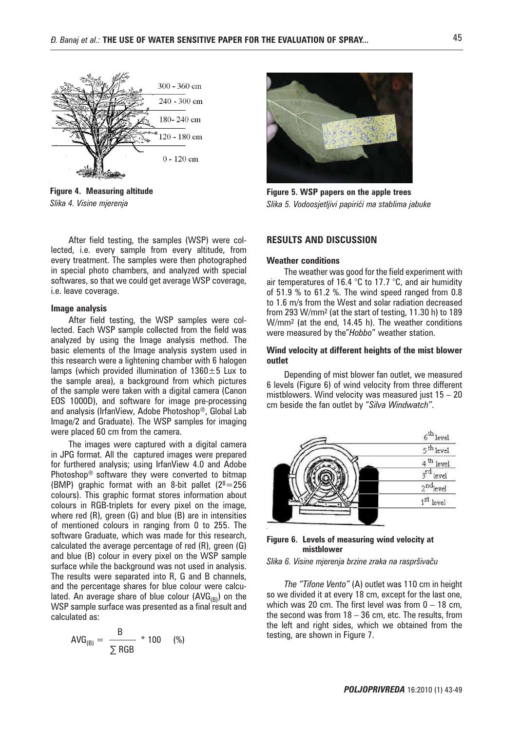**Figure 4. Measuring altitude**
*Slika 4. Visine mjerenja*

After field testing, the samples (WSP) were collected, i.e. every sample from every altitude, from every treatment. The samples were then photographed in special photo chambers, and analyzed with special softwares, so that we could get average WSP coverage, i.e. leave coverage.

#### Image analysis

After field testing, the WSP samples were collected. Each WSP sample collected from the field was analyzed by using the Image analysis method. The basic elements of the Image analysis system used in this research were a lightening chamber with 6 halogen lamps (which provided illumination of 1360±5 Lux to the sample area), a background from which pictures of the sample were taken with a digital camera (Canon EOS 1000D), and software for image pre-processing and analysis (IrfanView, Adobe Photoshop®, Global Lab Image/2 and Graduate). The WSP samples for imaging were placed 60 cm from the camera.

The images were captured with a digital camera in JPG format. All the captured images were prepared for furthered analysis; using IrfanView 4.0 and Adobe Photoshop® software they were converted to bitmap (BMP) graphic format with an 8-bit pallet ($2^8=256$ colours). This graphic format stores information about colours in RGB-triplets for every pixel on the image, where red (R), green (G) and blue (B) are in intensities of mentioned colours in ranging from 0 to 255. The software Graduate, which was made for this research, calculated the average percentage of red (R), green (G) and blue (B) colour in every pixel on the WSP sample surface while the background was not used in analysis. The results were separated into R, G and B channels, and the percentage shares for blue colour were calculated. An average share of blue colour ($AVG_{(B)}$) on the WSP sample surface was presented as a final result and calculated as:

$$AVG_{(B)} = \frac{B}{\sum RGB} * 100 \quad (\%)$$

**Figure 5. WSP papers on the apple trees**
*Slika 5. Vodoosjetljivi papirići ma stablima jabuke*

## RESULTS AND DISCUSSION

#### Weather conditions

The weather was good for the field experiment with air temperatures of 16.4 °C to 17.7 °C, and air humidity of 51.9 % to 61.2 %. The wind speed ranged from 0.8 to 1.6 m/s from the West and solar radiation decreased from 293 W/mm² (at the start of testing, 11.30 h) to 189 W/mm² (at the end, 14.45 h). The weather conditions were measured by the"*Hobbo*" weather station.

#### Wind velocity at different heights of the mist blower outlet

Depending of mist blower fan outlet, we measured 6 levels (Figure 6) of wind velocity from three different mistblowers. Wind velocity was measured just 15 – 20 cm beside the fan outlet by "*Silva Windwatch*".

**Figure 6. Levels of measuring wind velocity at mistblower**
*Slika 6. Visine mjerenja brzine zraka na raspršivaču*

*The "Tifone Vento"* (A) outlet was 110 cm in height so we divided it at every 18 cm, except for the last one, which was 20 cm. The first level was from 0 – 18 cm, the second was from 18 – 36 cm, etc. The results, from the left and right sides, which we obtained from the testing, are shown in Figure 7.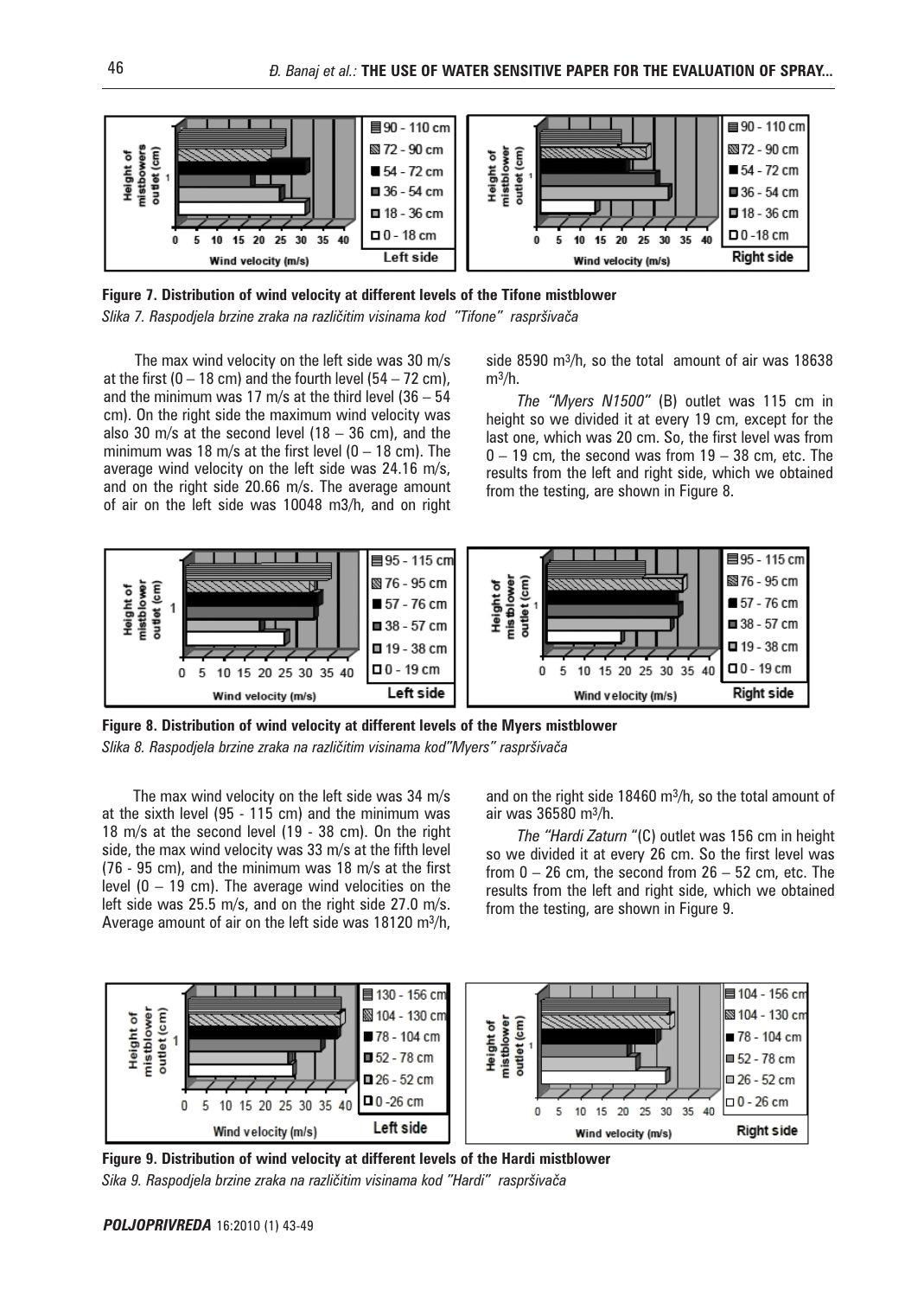**Figure 7. Distribution of wind velocity at different levels of the Tifone mistblower**

*Slika 7. Raspodjela brzine zraka na različitim visinama kod "Tifone" raspršivača*

The max wind velocity on the left side was 30 m/s at the first (0 – 18 cm) and the fourth level (54 – 72 cm), and the minimum was 17 m/s at the third level (36 – 54 cm). On the right side the maximum wind velocity was also 30 m/s at the second level (18 – 36 cm), and the minimum was 18 m/s at the first level (0 – 18 cm). The average wind velocity on the left side was 24.16 m/s, and on the right side 20.66 m/s. The average amount of air on the left side was 10048 m3/h, and on right side 8590 $m^3$/h, so the total amount of air was 18638 $m^3$/h.

*The "Myers N1500"* (B) outlet was 115 cm in height so we divided it at every 19 cm, except for the last one, which was 20 cm. So, the first level was from 0 – 19 cm, the second was from 19 – 38 cm, etc. The results from the left and right side, which we obtained from the testing, are shown in Figure 8.

**Figure 8. Distribution of wind velocity at different levels of the Myers mistblower**

*Slika 8. Raspodjela brzine zraka na različitim visinama kod"Myers" raspršivača*

The max wind velocity on the left side was 34 m/s at the sixth level (95 - 115 cm) and the minimum was 18 m/s at the second level (19 - 38 cm). On the right side, the max wind velocity was 33 m/s at the fifth level (76 - 95 cm), and the minimum was 18 m/s at the first level (0 – 19 cm). The average wind velocities on the left side was 25.5 m/s, and on the right side 27.0 m/s. Average amount of air on the left side was 18120 $m^3$/h, and on the right side 18460 $m^3$/h, so the total amount of air was 36580 $m^3$/h.

*The "Hardi Zaturn* "(C) outlet was 156 cm in height so we divided it at every 26 cm. So the first level was from 0 – 26 cm, the second from 26 – 52 cm, etc. The results from the left and right side, which we obtained from the testing, are shown in Figure 9.

**Figure 9. Distribution of wind velocity at different levels of the Hardi mistblower**

*Sika 9. Raspodjela brzine zraka na različitim visinama kod "Hardi" raspršivača*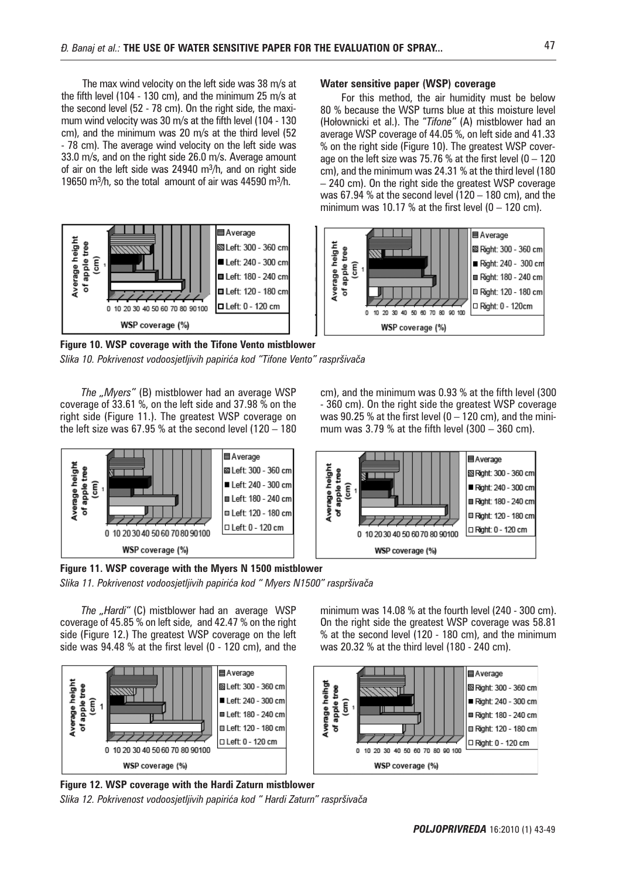The max wind velocity on the left side was 38 m/s at the fifth level (104 - 130 cm), and the minimum 25 m/s at the second level (52 - 78 cm). On the right side, the maximum wind velocity was 30 m/s at the fifth level (104 - 130 cm), and the minimum was 20 m/s at the third level (52 - 78 cm). The average wind velocity on the left side was 33.0 m/s, and on the right side 26.0 m/s. Average amount of air on the left side was 24940 $m^3/h$, and on right side 19650 $m^3/h$, so the total amount of air was 44590 $m^3/h$.

### Water sensitive paper (WSP) coverage

For this method, the air humidity must be below 80 % because the WSP turns blue at this moisture level (Hołownicki et al.). The "*Tifone*" (A) mistblower had an average WSP coverage of 44.05 %, on left side and 41.33 % on the right side (Figure 10). The greatest WSP coverage on the left size was 75.76 % at the first level (0 – 120 cm), and the minimum was 24.31 % at the third level (180 – 240 cm). On the right side the greatest WSP coverage was 67.94 % at the second level (120 – 180 cm), and the minimum was 10.17 % at the first level (0 – 120 cm).

**Figure 10. WSP coverage with the Tifone Vento mistblower**

*Slika 10. Pokrivenost vodoosjetljivih papirića kod "Tifone Vento" raspršivača*

*The „Myers"* (B) mistblower had an average WSP coverage of 33.61 %, on the left side and 37.98 % on the right side (Figure 11.). The greatest WSP coverage on the left size was 67.95 % at the second level (120 – 180 cm), and the minimum was 0.93 % at the fifth level (300 - 360 cm). On the right side the greatest WSP coverage was 90.25 % at the first level (0 – 120 cm), and the minimum was 3.79 % at the fifth level (300 – 360 cm).

**Figure 11. WSP coverage with the Myers N 1500 mistblower**

*Slika 11. Pokrivenost vodoosjetljivih papirića kod " Myers N1500" raspršivača*

*The „Hardi"* (C) mistblower had an average WSP coverage of 45.85 % on left side, and 42.47 % on the right side (Figure 12.) The greatest WSP coverage on the left side was 94.48 % at the first level (0 - 120 cm), and the minimum was 14.08 % at the fourth level (240 - 300 cm). On the right side the greatest WSP coverage was 58.81 % at the second level (120 - 180 cm), and the minimum was 20.32 % at the third level (180 - 240 cm).

**Figure 12. WSP coverage with the Hardi Zaturn mistblower**

*Slika 12. Pokrivenost vodoosjetljivih papirića kod " Hardi Zaturn" raspršivača*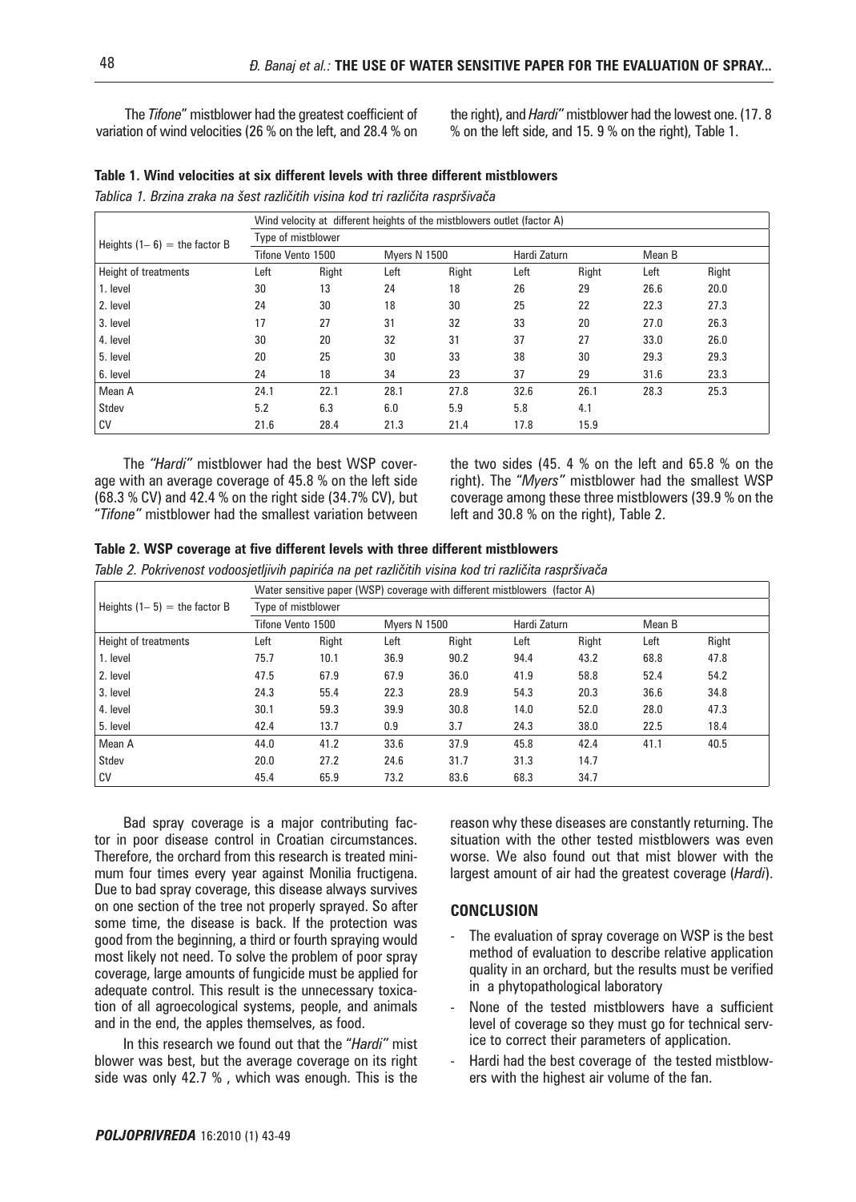The *Tifone"* mistblower had the greatest coefficient of variation of wind velocities (26 % on the left, and 28.4 % on the right), and *Hardi"* mistblower had the lowest one. (17. 8 % on the left side, and 15. 9 % on the right), Table 1.

**Table 1. Wind velocities at six different levels with three different mistblowers**

*Tablica 1. Brzina zraka na šest različitih visina kod tri različita raspršivača*

| Heights (1– 6) = the factor B | Wind velocity at different heights of the mistblowers outlet (factor A) | | | | | | | |
|---|---|---|---|---|---|---|---|---|
| | Type of mistblower | | | | | | | |
| | Tifone Vento 1500 | | Myers N 1500 | | Hardi Zaturn | | Mean B | |
| Height of treatments | Left | Right | Left | Right | Left | Right | Left | Right |
| 1. level | 30 | 13 | 24 | 18 | 26 | 29 | 26.6 | 20.0 |
| 2. level | 24 | 30 | 18 | 30 | 25 | 22 | 22.3 | 27.3 |
| 3. level | 17 | 27 | 31 | 32 | 33 | 20 | 27.0 | 26.3 |
| 4. level | 30 | 20 | 32 | 31 | 37 | 27 | 33.0 | 26.0 |
| 5. level | 20 | 25 | 30 | 33 | 38 | 30 | 29.3 | 29.3 |
| 6. level | 24 | 18 | 34 | 23 | 37 | 29 | 31.6 | 23.3 |
| Mean A | 24.1 | 22.1 | 28.1 | 27.8 | 32.6 | 26.1 | 28.3 | 25.3 |
| Stdev | 5.2 | 6.3 | 6.0 | 5.9 | 5.8 | 4.1 | | |
| CV | 21.6 | 28.4 | 21.3 | 21.4 | 17.8 | 15.9 | | |

The *"Hardi"* mistblower had the best WSP coverage with an average coverage of 45.8 % on the left side (68.3 % CV) and 42.4 % on the right side (34.7% CV), but "*Tifone"* mistblower had the smallest variation between the two sides (45. 4 % on the left and 65.8 % on the right). The "*Myers"* mistblower had the smallest WSP coverage among these three mistblowers (39.9 % on the left and 30.8 % on the right), Table 2.

**Table 2. WSP coverage at five different levels with three different mistblowers**

*Table 2. Pokrivenost vodoosjetljivih papirića na pet različitih visina kod tri različita raspršivača*

| Heights (1– 5) = the factor B | Water sensitive paper (WSP) coverage with different mistblowers (factor A) | | | | | | | |
|---|---|---|---|---|---|---|---|---|
| | Type of mistblower | | | | | | | |
| | Tifone Vento 1500 | | Myers N 1500 | | Hardi Zaturn | | Mean B | |
| Height of treatments | Left | Right | Left | Right | Left | Right | Left | Right |
| 1. level | 75.7 | 10.1 | 36.9 | 90.2 | 94.4 | 43.2 | 68.8 | 47.8 |
| 2. level | 47.5 | 67.9 | 67.9 | 36.0 | 41.9 | 58.8 | 52.4 | 54.2 |
| 3. level | 24.3 | 55.4 | 22.3 | 28.9 | 54.3 | 20.3 | 36.6 | 34.8 |
| 4. level | 30.1 | 59.3 | 39.9 | 30.8 | 14.0 | 52.0 | 28.0 | 47.3 |
| 5. level | 42.4 | 13.7 | 0.9 | 3.7 | 24.3 | 38.0 | 22.5 | 18.4 |
| Mean A | 44.0 | 41.2 | 33.6 | 37.9 | 45.8 | 42.4 | 41.1 | 40.5 |
| Stdev | 20.0 | 27.2 | 24.6 | 31.7 | 31.3 | 14.7 | | |
| CV | 45.4 | 65.9 | 73.2 | 83.6 | 68.3 | 34.7 | | |

Bad spray coverage is a major contributing factor in poor disease control in Croatian circumstances. Therefore, the orchard from this research is treated minimum four times every year against Monilia fructigena. Due to bad spray coverage, this disease always survives on one section of the tree not properly sprayed. So after some time, the disease is back. If the protection was good from the beginning, a third or fourth spraying would most likely not need. To solve the problem of poor spray coverage, large amounts of fungicide must be applied for adequate control. This result is the unnecessary toxication of all agroecological systems, people, and animals and in the end, the apples themselves, as food.

In this research we found out that the "*Hardi"* mist blower was best, but the average coverage on its right side was only 42.7 % , which was enough. This is the reason why these diseases are constantly returning. The situation with the other tested mistblowers was even worse. We also found out that mist blower with the largest amount of air had the greatest coverage (*Hardi*).

## CONCLUSION

- The evaluation of spray coverage on WSP is the best method of evaluation to describe relative application quality in an orchard, but the results must be verified in a phytopathological laboratory
- None of the tested mistblowers have a sufficient level of coverage so they must go for technical service to correct their parameters of application.
- Hardi had the best coverage of the tested mistblowers with the highest air volume of the fan.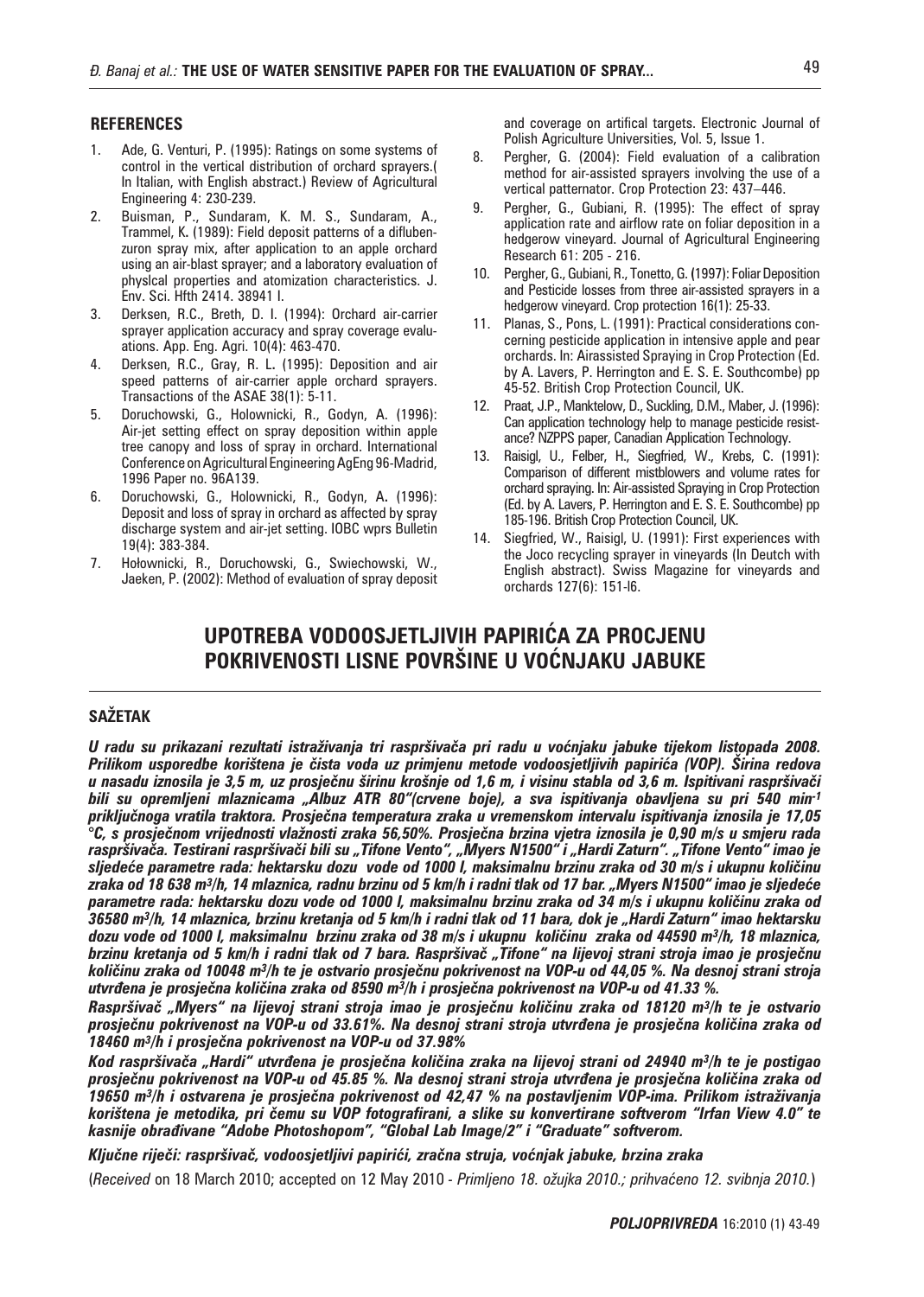## REFERENCES

1. Ade, G. Venturi, P. (1995): Ratings on some systems of control in the vertical distribution of orchard sprayers.( In Italian, with English abstract.) Review of Agricultural Engineering 4: 230-239.
2. Buisman, P., Sundaram, K. M. S., Sundaram, A., Trammel, K. (1989): Field deposit patterns of a diflubenzuron spray mix, after application to an apple orchard using an air-blast sprayer; and a laboratory evaluation of physlcal properties and atomization characteristics. J. Env. Sci. Hfth 2414. 38941 I.
3. Derksen, R.C., Breth, D. I. (1994): Orchard air-carrier sprayer application accuracy and spray coverage evaluations. App. Eng. Agri. 10(4): 463-470.
4. Derksen, R.C., Gray, R. L. (1995): Deposition and air speed patterns of air-carrier apple orchard sprayers. Transactions of the ASAE 38(1): 5-11.
5. Doruchowski, G., Holownicki, R., Godyn, A. (1996): Air-jet setting effect on spray deposition within apple tree canopy and loss of spray in orchard. International Conference on Agricultural Engineering AgEng 96-Madrid, 1996 Paper no. 96A139.
6. Doruchowski, G., Holownicki, R., Godyn, A. (1996): Deposit and loss of spray in orchard as affected by spray discharge system and air-jet setting. IOBC wprs Bulletin 19(4): 383-384.
7. Hołownicki, R., Doruchowski, G., Swiechowski, W., Jaeken, P. (2002): Method of evaluation of spray deposit and coverage on artifical targets. Electronic Journal of Polish Agriculture Universities, Vol. 5, Issue 1.
8. Pergher, G. (2004): Field evaluation of a calibration method for air-assisted sprayers involving the use of a vertical patternator. Crop Protection 23: 437–446.
9. Pergher, G., Gubiani, R. (1995): The effect of spray application rate and airflow rate on foliar deposition in a hedgerow vineyard. Journal of Agricultural Engineering Research 61: 205 - 216.
10. Pergher, G., Gubiani, R., Tonetto, G. (1997): Foliar Deposition and Pesticide losses from three air-assisted sprayers in a hedgerow vineyard. Crop protection 16(1): 25-33.
11. Planas, S., Pons, L. (1991): Practical considerations concerning pesticide application in intensive apple and pear orchards. In: Airassisted Spraying in Crop Protection (Ed. by A. Lavers, P. Herrington and E. S. E. Southcombe) pp 45-52. British Crop Protection Council, UK.
12. Praat, J.P., Manktelow, D., Suckling, D.M., Maber, J. (1996): Can application technology help to manage pesticide resistance? NZPPS paper, Canadian Application Technology.
13. Raisigl, U., Felber, H., Siegfried, W., Krebs, C. (1991): Comparison of different mistblowers and volume rates for orchard spraying. In: Air-assisted Spraying in Crop Protection (Ed. by A. Lavers, P. Herrington and E. S. E. Southcombe) pp 185-196. British Crop Protection Council, UK.
14. Siegfried, W., Raisigl, U. (1991): First experiences with the Joco recycling sprayer in vineyards (In Deutch with English abstract). Swiss Magazine for vineyards and orchards 127(6): 151-l6.

# UPOTREBA VODOOSJETLJIVIH PAPIRIĆA ZA PROCJENU POKRIVENOSTI LISNE POVRŠINE U VOĆNJAKU JABUKE

## SAŽETAK

***U radu su prikazani rezultati istraživanja tri raspršivača pri radu u voćnjaku jabuke tijekom listopada 2008. Prilikom usporedbe korištena je čista voda uz primjenu metode vodoosjetljivih papirića (VOP). Širina redova u nasadu iznosila je 3,5 m, uz prosječnu širinu krošnje od 1,6 m, i visinu stabla od 3,6 m. Ispitivani raspršivači bili su opremljeni mlaznicama „Albuz ATR 80"(crvene boje), a sva ispitivanja obavljena su pri 540 min$^{-1}$ priključnoga vratila traktora. Prosječna temperatura zraka u vremenskom intervalu ispitivanja iznosila je 17,05 °C, s prosječnom vrijednosti vlažnosti zraka 56,50%. Prosječna brzina vjetra iznosila je 0,90 m/s u smjeru rada raspršivača. Testirani raspršivači bili su „Tifone Vento", „Myers N1500" i „Hardi Zaturn". „Tifone Vento" imao je sljedeće parametre rada: hektarsku dozu vode od 1000 l, maksimalnu brzinu zraka od 30 m/s i ukupnu količinu zraka od 18 638 m$^3$/h, 14 mlaznica, radnu brzinu od 5 km/h i radni tlak od 17 bar. „Myers N1500" imao je sljedeće parametre rada: hektarsku dozu vode od 1000 l, maksimalnu brzinu zraka od 34 m/s i ukupnu količinu zraka od 36580 m$^3$/h, 14 mlaznica, brzinu kretanja od 5 km/h i radni tlak od 11 bara, dok je „Hardi Zaturn" imao hektarsku dozu vode od 1000 l, maksimalnu brzinu zraka od 38 m/s i ukupnu količinu zraka od 44590 m$^3$/h, 18 mlaznica, brzinu kretanja od 5 km/h i radni tlak od 7 bara. Raspršivač „Tifone" na lijevoj strani stroja imao je prosječnu količinu zraka od 10048 m$^3$/h te je ostvario prosječnu pokrivenost na VOP-u od 44,05 %. Na desnoj strani stroja utvrđena je prosječna količina zraka od 8590 m$^3$/h i prosječna pokrivenost na VOP-u od 41.33 %.***

***Raspršivač „Myers" na lijevoj strani stroja imao je prosječnu količinu zraka od 18120 m$^3$/h te je ostvario prosječnu pokrivenost na VOP-u od 33.61%. Na desnoj strani stroja utvrđena je prosječna količina zraka od 18460 m$^3$/h i prosječna pokrivenost na VOP-u od 37.98%***

***Kod raspršivača „Hardi" utvrđena je prosječna količina zraka na lijevoj strani od 24940 m$^3$/h te je postigao prosječnu pokrivenost na VOP-u od 45.85 %. Na desnoj strani stroja utvrđena je prosječna količina zraka od 19650 m$^3$/h i ostvarena je prosječna pokrivenost od 42,47 % na postavljenim VOP-ima. Prilikom istraživanja korištena je metodika, pri čemu su VOP fotografirani, a slike su konvertirane softverom "Irfan View 4.0" te kasnije obrađivane "Adobe Photoshopom", "Global Lab Image/2" i "Graduate" softverom.***

***Ključne riječi: raspršivač, vodoosjetljivi papirići, zračna struja, voćnjak jabuke, brzina zraka***

(*Received* on 18 March 2010; accepted on 12 May 2010 - *Primljeno 18. ožujka 2010.; prihvaćeno 12. svibnja 2010.*)